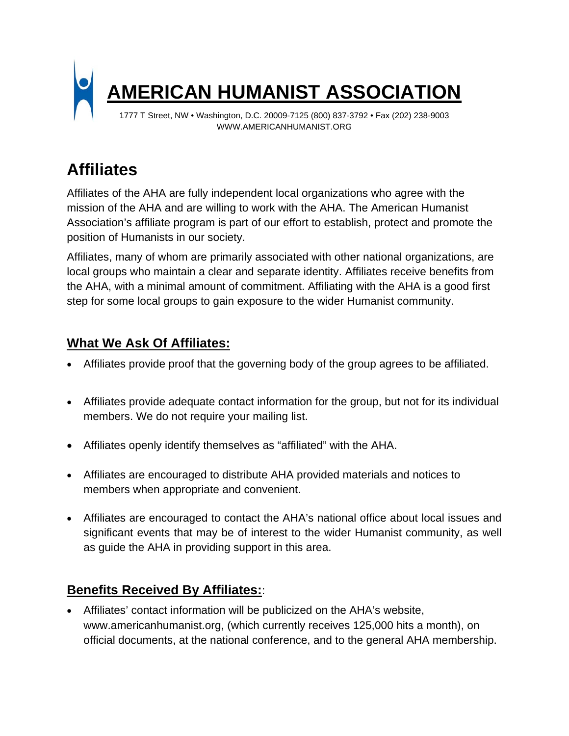# AMERICAN HUMANIST ASSOCIATION

1777 T Street, NW • Washington, D.C. 20009-7125 (800) 837-3792 • Fax (202) 238-9003
WWW.AMERICANHUMANIST.ORG

## Affiliates

Affiliates of the AHA are fully independent local organizations who agree with the mission of the AHA and are willing to work with the AHA. The American Humanist Association's affiliate program is part of our effort to establish, protect and promote the position of Humanists in our society.

Affiliates, many of whom are primarily associated with other national organizations, are local groups who maintain a clear and separate identity. Affiliates receive benefits from the AHA, with a minimal amount of commitment. Affiliating with the AHA is a good first step for some local groups to gain exposure to the wider Humanist community.

### What We Ask Of Affiliates:

- Affiliates provide proof that the governing body of the group agrees to be affiliated.
- Affiliates provide adequate contact information for the group, but not for its individual members. We do not require your mailing list.
- Affiliates openly identify themselves as "affiliated" with the AHA.
- Affiliates are encouraged to distribute AHA provided materials and notices to members when appropriate and convenient.
- Affiliates are encouraged to contact the AHA's national office about local issues and significant events that may be of interest to the wider Humanist community, as well as guide the AHA in providing support in this area.

### Benefits Received By Affiliates::

- Affiliates' contact information will be publicized on the AHA's website, www.americanhumanist.org, (which currently receives 125,000 hits a month), on official documents, at the national conference, and to the general AHA membership.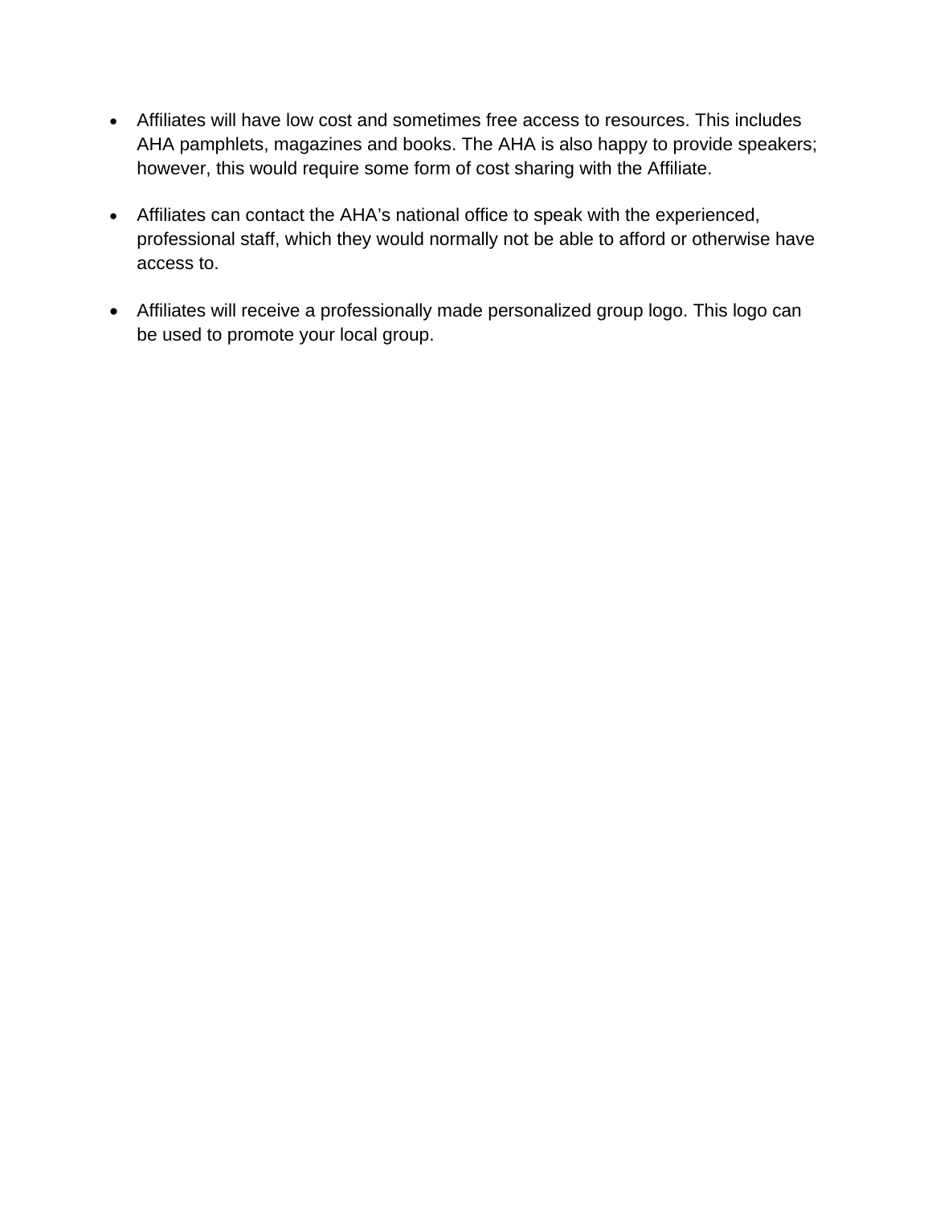- Affiliates will have low cost and sometimes free access to resources. This includes AHA pamphlets, magazines and books. The AHA is also happy to provide speakers; however, this would require some form of cost sharing with the Affiliate.

- Affiliates can contact the AHA's national office to speak with the experienced, professional staff, which they would normally not be able to afford or otherwise have access to.

- Affiliates will receive a professionally made personalized group logo. This logo can be used to promote your local group.